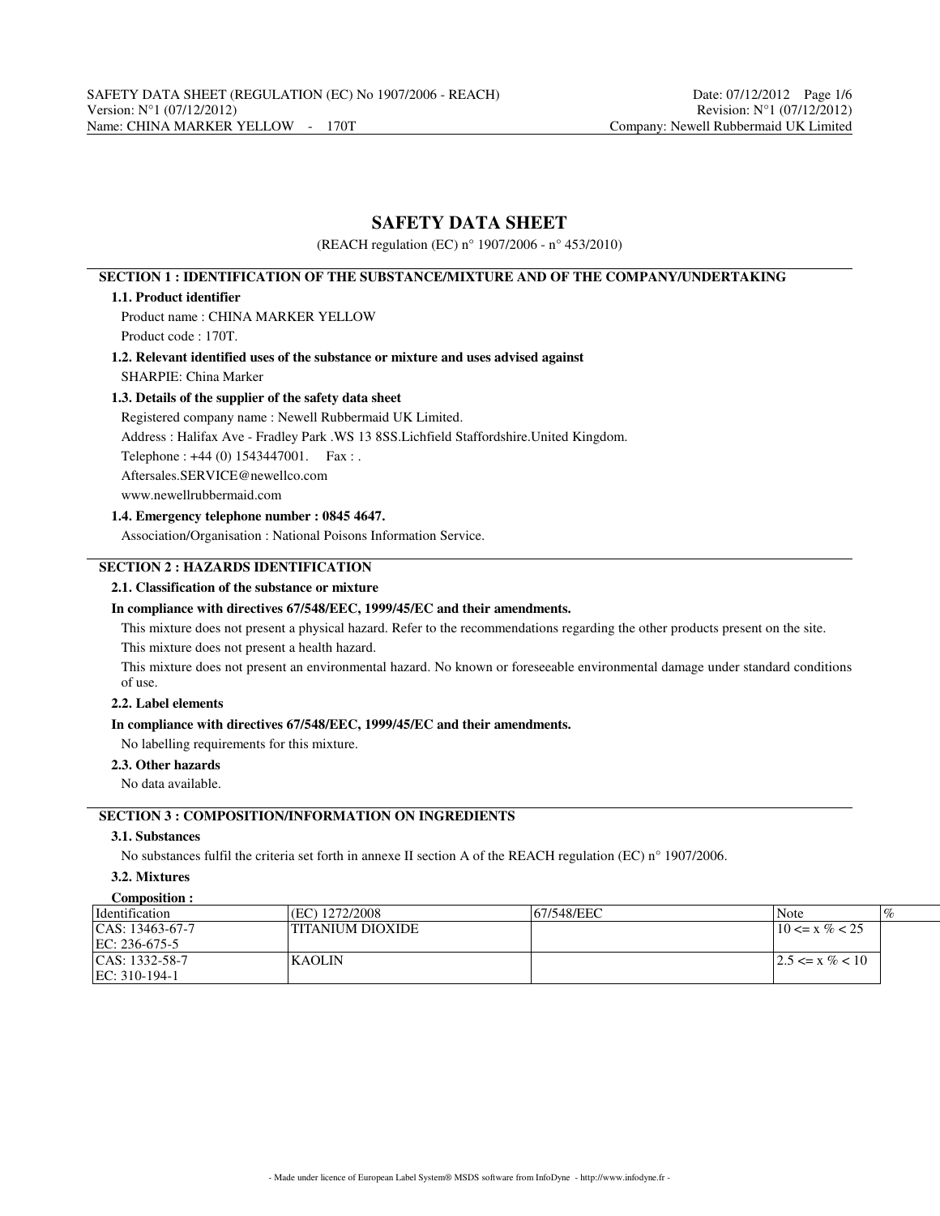# SAFETY DATA SHEET

(REACH regulation (EC) n° 1907/2006 - n° 453/2010)

## SECTION 1 : IDENTIFICATION OF THE SUBSTANCE/MIXTURE AND OF THE COMPANY/UNDERTAKING

### 1.1. Product identifier

Product name : CHINA MARKER YELLOW

Product code : 170T.

### 1.2. Relevant identified uses of the substance or mixture and uses advised against

SHARPIE: China Marker

### 1.3. Details of the supplier of the safety data sheet

Registered company name : Newell Rubbermaid UK Limited.

Address : Halifax Ave - Fradley Park .WS 13 8SS.Lichfield Staffordshire.United Kingdom.

Telephone : +44 (0) 1543447001. Fax : .

Aftersales.SERVICE@newellco.com

www.newellrubbermaid.com

### 1.4. Emergency telephone number : 0845 4647.

Association/Organisation : National Poisons Information Service.

## SECTION 2 : HAZARDS IDENTIFICATION

### 2.1. Classification of the substance or mixture

**In compliance with directives 67/548/EEC, 1999/45/EC and their amendments.**

This mixture does not present a physical hazard. Refer to the recommendations regarding the other products present on the site.

This mixture does not present a health hazard.

This mixture does not present an environmental hazard. No known or foreseeable environmental damage under standard conditions of use.

### 2.2. Label elements

**In compliance with directives 67/548/EEC, 1999/45/EC and their amendments.**

No labelling requirements for this mixture.

### 2.3. Other hazards

No data available.

## SECTION 3 : COMPOSITION/INFORMATION ON INGREDIENTS

### 3.1. Substances

No substances fulfil the criteria set forth in annexe II section A of the REACH regulation (EC) n° 1907/2006.

### 3.2. Mixtures

**Composition :**

| Identification | (EC) 1272/2008 | 67/548/EEC | Note | % |
|---|---|---|---|---|
| CAS: 13463-67-7<br>EC: 236-675-5 | TITANIUM DIOXIDE | | 10 <= x % < 25 | |
| CAS: 1332-58-7<br>EC: 310-194-1 | KAOLIN | | 2.5 <= x % < 10 | |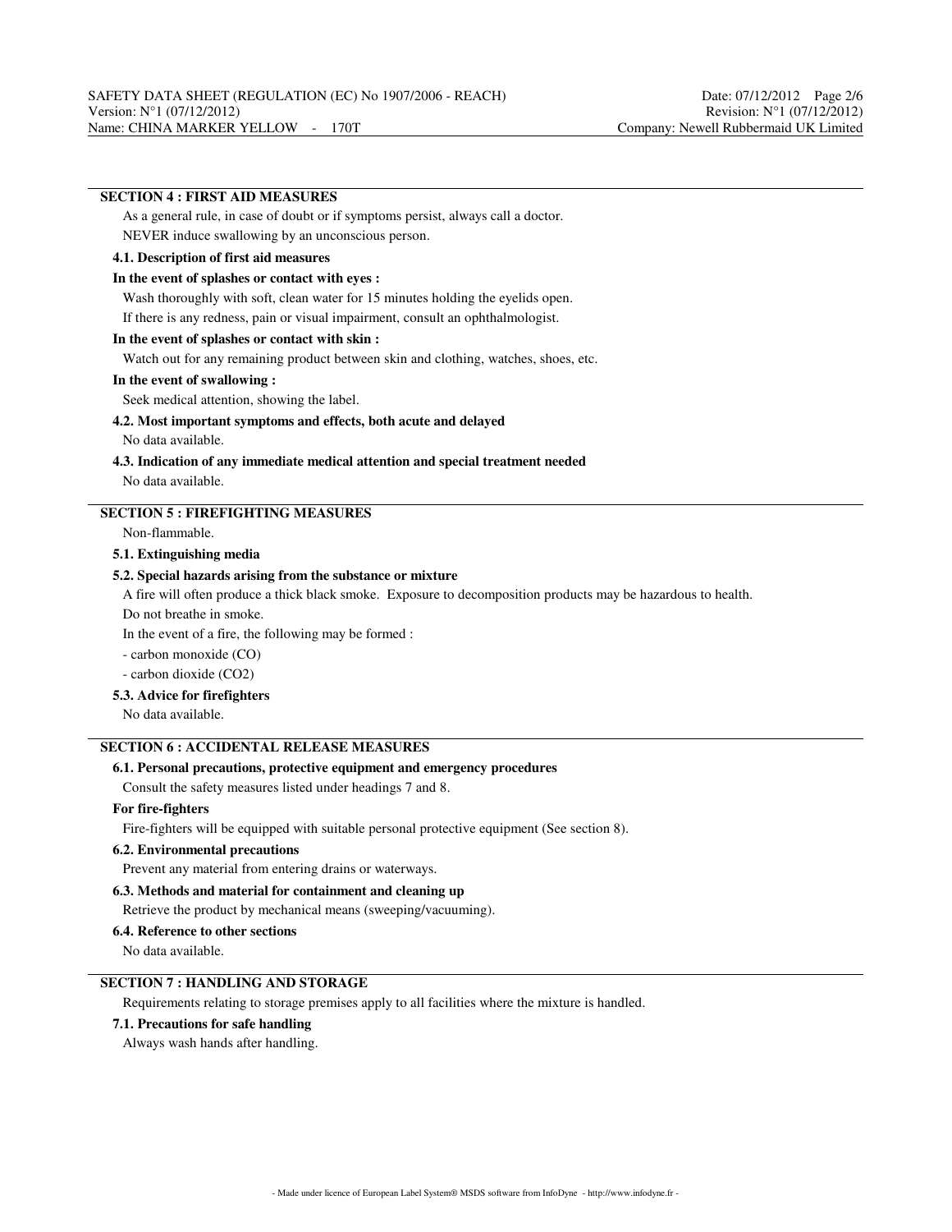## SECTION 4 : FIRST AID MEASURES

As a general rule, in case of doubt or if symptoms persist, always call a doctor.

NEVER induce swallowing by an unconscious person.

### 4.1. Description of first aid measures

**In the event of splashes or contact with eyes :**

Wash thoroughly with soft, clean water for 15 minutes holding the eyelids open.

If there is any redness, pain or visual impairment, consult an ophthalmologist.

**In the event of splashes or contact with skin :**

Watch out for any remaining product between skin and clothing, watches, shoes, etc.

**In the event of swallowing :**

Seek medical attention, showing the label.

### 4.2. Most important symptoms and effects, both acute and delayed

No data available.

### 4.3. Indication of any immediate medical attention and special treatment needed

No data available.

## SECTION 5 : FIREFIGHTING MEASURES

Non-flammable.

### 5.1. Extinguishing media

### 5.2. Special hazards arising from the substance or mixture

A fire will often produce a thick black smoke. Exposure to decomposition products may be hazardous to health.

Do not breathe in smoke.

In the event of a fire, the following may be formed :

- carbon monoxide (CO)
- carbon dioxide ($CO_2$)

### 5.3. Advice for firefighters

No data available.

## SECTION 6 : ACCIDENTAL RELEASE MEASURES

### 6.1. Personal precautions, protective equipment and emergency procedures

Consult the safety measures listed under headings 7 and 8.

**For fire-fighters**

Fire-fighters will be equipped with suitable personal protective equipment (See section 8).

### 6.2. Environmental precautions

Prevent any material from entering drains or waterways.

### 6.3. Methods and material for containment and cleaning up

Retrieve the product by mechanical means (sweeping/vacuuming).

### 6.4. Reference to other sections

No data available.

## SECTION 7 : HANDLING AND STORAGE

Requirements relating to storage premises apply to all facilities where the mixture is handled.

### 7.1. Precautions for safe handling

Always wash hands after handling.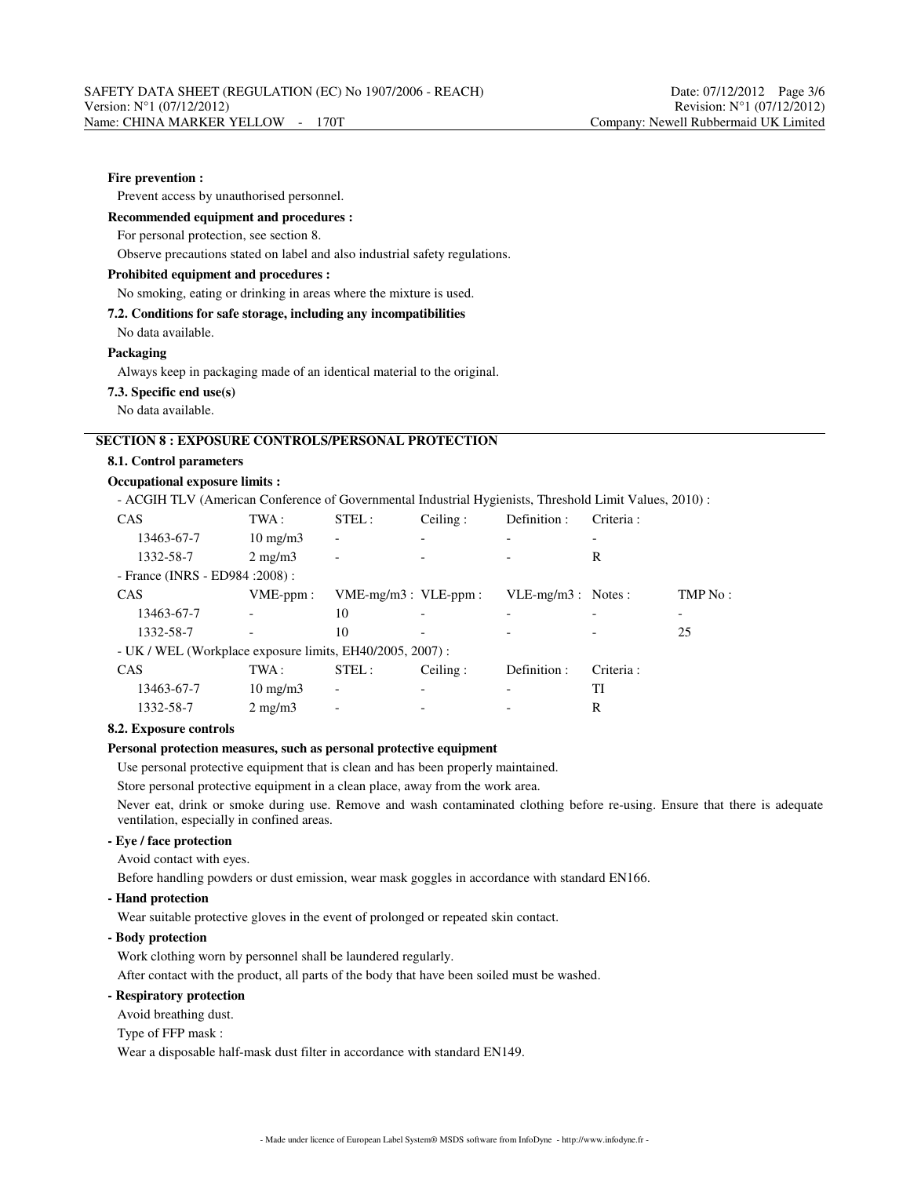**Fire prevention :**

Prevent access by unauthorised personnel.

**Recommended equipment and procedures :**

For personal protection, see section 8.

Observe precautions stated on label and also industrial safety regulations.

**Prohibited equipment and procedures :**

No smoking, eating or drinking in areas where the mixture is used.

**7.2. Conditions for safe storage, including any incompatibilities**

No data available.

**Packaging**

Always keep in packaging made of an identical material to the original.

**7.3. Specific end use(s)**

No data available.

## SECTION 8 : EXPOSURE CONTROLS/PERSONAL PROTECTION

**8.1. Control parameters**

**Occupational exposure limits :**

- ACGIH TLV (American Conference of Governmental Industrial Hygienists, Threshold Limit Values, 2010) :

| CAS | TWA : | STEL : | Ceiling : | Definition : | Criteria : |
|---|---|---|---|---|---|
| 13463-67-7 | 10 mg/m3 | - | - | - | - |
| 1332-58-7 | 2 mg/m3 | - | - | - | R |

- France (INRS - ED984 :2008) :

| CAS | VME-ppm : | VME-mg/m3 : | VLE-ppm : | VLE-mg/m3 : | Notes : | TMP No : |
|---|---|---|---|---|---|---|
| 13463-67-7 | - | 10 | - | - | - | - |
| 1332-58-7 | - | 10 | - | - | - | 25 |

- UK / WEL (Workplace exposure limits, EH40/2005, 2007) :

| CAS | TWA : | STEL : | Ceiling : | Definition : | Criteria : |
|---|---|---|---|---|---|
| 13463-67-7 | 10 mg/m3 | - | - | - | TI |
| 1332-58-7 | 2 mg/m3 | - | - | - | R |

**8.2. Exposure controls**

**Personal protection measures, such as personal protective equipment**

Use personal protective equipment that is clean and has been properly maintained.

Store personal protective equipment in a clean place, away from the work area.

Never eat, drink or smoke during use. Remove and wash contaminated clothing before re-using. Ensure that there is adequate ventilation, especially in confined areas.

**- Eye / face protection**

Avoid contact with eyes.

Before handling powders or dust emission, wear mask goggles in accordance with standard EN166.

**- Hand protection**

Wear suitable protective gloves in the event of prolonged or repeated skin contact.

**- Body protection**

Work clothing worn by personnel shall be laundered regularly.

After contact with the product, all parts of the body that have been soiled must be washed.

**- Respiratory protection**

Avoid breathing dust.

Type of FFP mask :

Wear a disposable half-mask dust filter in accordance with standard EN149.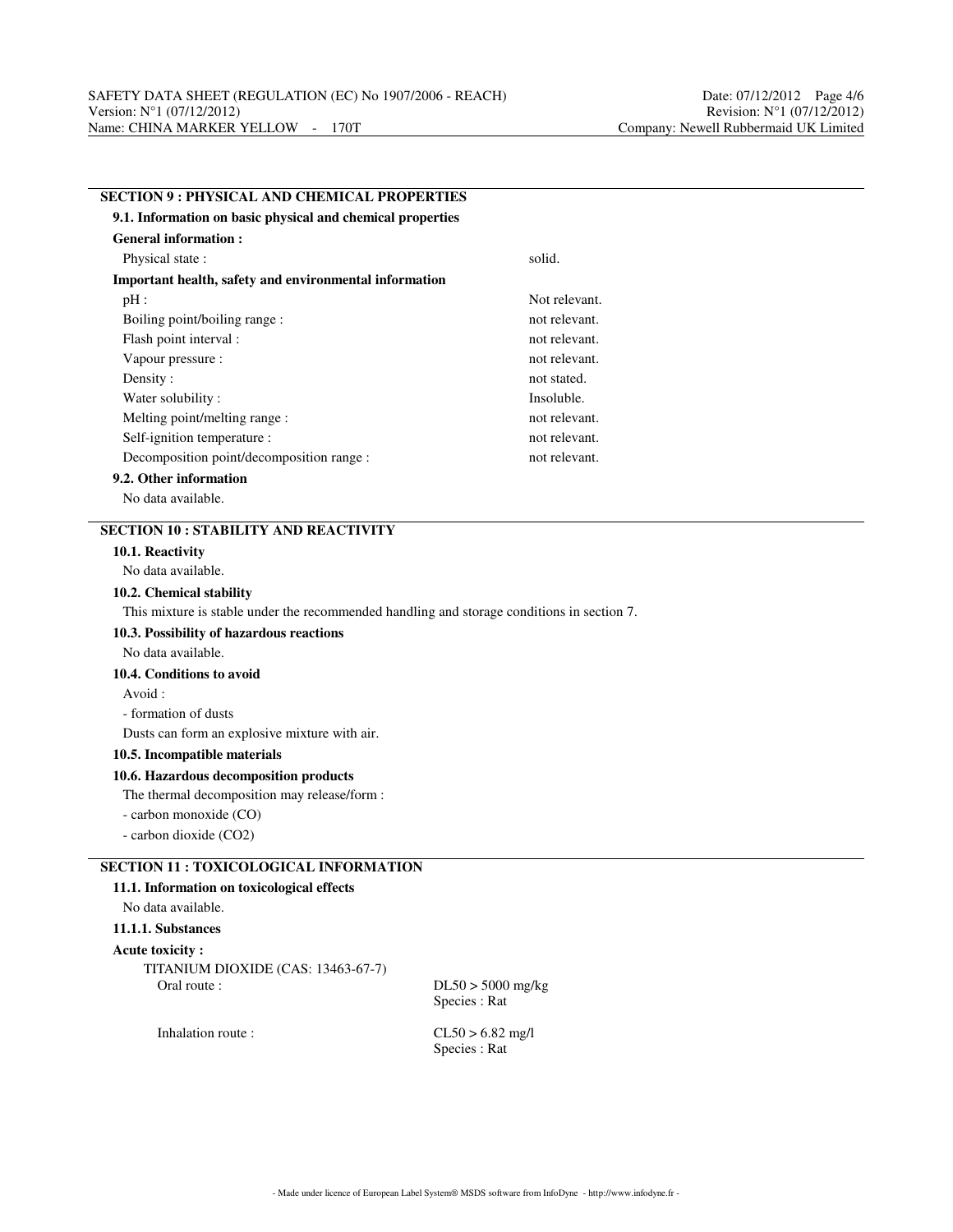## SECTION 9 : PHYSICAL AND CHEMICAL PROPERTIES

### 9.1. Information on basic physical and chemical properties

**General information :**

| | |
|---|---|
| Physical state : | solid. |

**Important health, safety and environmental information**

| | |
|---|---|
| pH : | Not relevant. |
| Boiling point/boiling range : | not relevant. |
| Flash point interval : | not relevant. |
| Vapour pressure : | not relevant. |
| Density : | not stated. |
| Water solubility : | Insoluble. |
| Melting point/melting range : | not relevant. |
| Self-ignition temperature : | not relevant. |
| Decomposition point/decomposition range : | not relevant. |

### 9.2. Other information

No data available.

## SECTION 10 : STABILITY AND REACTIVITY

### 10.1. Reactivity

No data available.

### 10.2. Chemical stability

This mixture is stable under the recommended handling and storage conditions in section 7.

### 10.3. Possibility of hazardous reactions

No data available.

### 10.4. Conditions to avoid

Avoid :

- formation of dusts

Dusts can form an explosive mixture with air.

### 10.5. Incompatible materials

### 10.6. Hazardous decomposition products

The thermal decomposition may release/form :

- carbon monoxide (CO)
- carbon dioxide ($CO_2$)

## SECTION 11 : TOXICOLOGICAL INFORMATION

### 11.1. Information on toxicological effects

No data available.

#### 11.1.1. Substances

**Acute toxicity :**

TITANIUM DIOXIDE (CAS: 13463-67-7)

| | |
|---|---|
| Oral route : | DL50 > 5000 mg/kg<br>Species : Rat |
| Inhalation route : | CL50 > 6.82 mg/l<br>Species : Rat |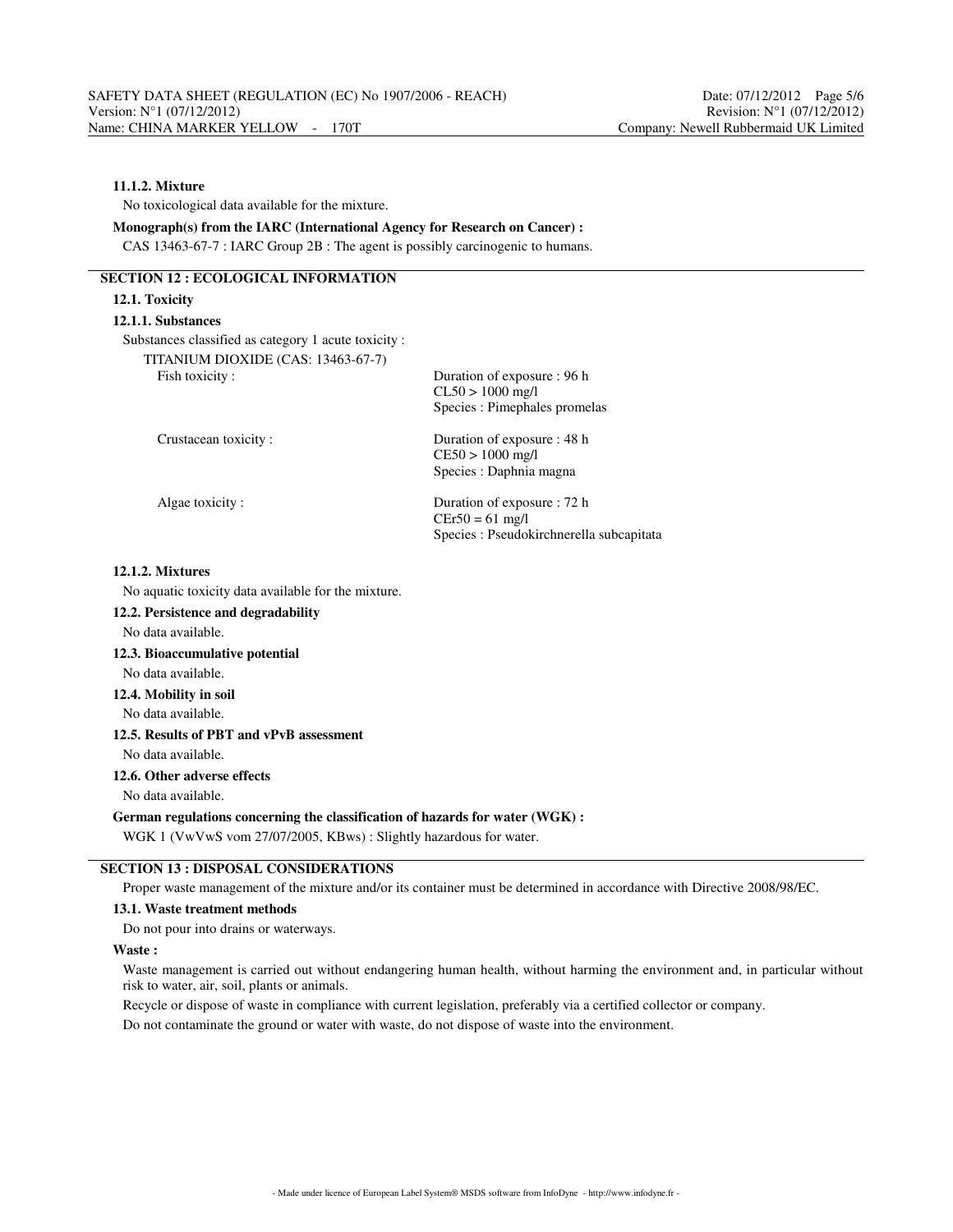#### 11.1.2. Mixture

No toxicological data available for the mixture.

**Monograph(s) from the IARC (International Agency for Research on Cancer) :**

CAS 13463-67-7 : IARC Group 2B : The agent is possibly carcinogenic to humans.

## SECTION 12 : ECOLOGICAL INFORMATION

### 12.1. Toxicity

#### 12.1.1. Substances

Substances classified as category 1 acute toxicity :

TITANIUM DIOXIDE (CAS: 13463-67-7)

| | |
|---|---|
| Fish toxicity : | Duration of exposure : 96 h<br>CL50 > 1000 mg/l<br>Species : Pimephales promelas |
| Crustacean toxicity : | Duration of exposure : 48 h<br>CE50 > 1000 mg/l<br>Species : Daphnia magna |
| Algae toxicity : | Duration of exposure : 72 h<br>CEr50 = 61 mg/l<br>Species : Pseudokirchnerella subcapitata |

#### 12.1.2. Mixtures

No aquatic toxicity data available for the mixture.

### 12.2. Persistence and degradability

No data available.

### 12.3. Bioaccumulative potential

No data available.

### 12.4. Mobility in soil

No data available.

### 12.5. Results of PBT and vPvB assessment

No data available.

### 12.6. Other adverse effects

No data available.

**German regulations concerning the classification of hazards for water (WGK) :**

WGK 1 (VwVwS vom 27/07/2005, KBws) : Slightly hazardous for water.

## SECTION 13 : DISPOSAL CONSIDERATIONS

Proper waste management of the mixture and/or its container must be determined in accordance with Directive 2008/98/EC.

### 13.1. Waste treatment methods

Do not pour into drains or waterways.

**Waste :**

Waste management is carried out without endangering human health, without harming the environment and, in particular without risk to water, air, soil, plants or animals.

Recycle or dispose of waste in compliance with current legislation, preferably via a certified collector or company.

Do not contaminate the ground or water with waste, do not dispose of waste into the environment.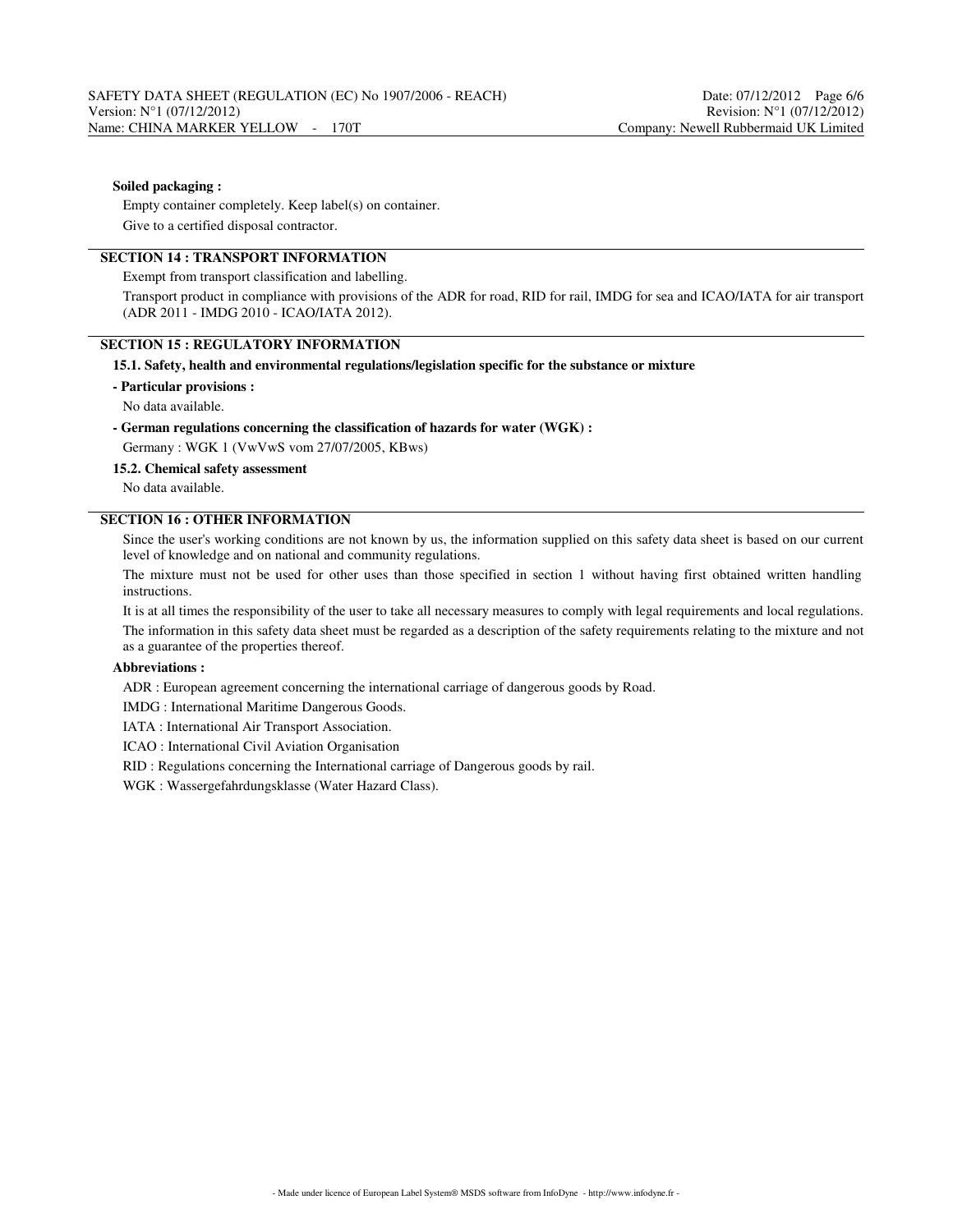**Soiled packaging :**

Empty container completely. Keep label(s) on container.

Give to a certified disposal contractor.

## SECTION 14 : TRANSPORT INFORMATION

Exempt from transport classification and labelling.

Transport product in compliance with provisions of the ADR for road, RID for rail, IMDG for sea and ICAO/IATA for air transport (ADR 2011 - IMDG 2010 - ICAO/IATA 2012).

## SECTION 15 : REGULATORY INFORMATION

**15.1. Safety, health and environmental regulations/legislation specific for the substance or mixture**

**- Particular provisions :**

No data available.

**- German regulations concerning the classification of hazards for water (WGK) :**

Germany : WGK 1 (VwVwS vom 27/07/2005, KBws)

**15.2. Chemical safety assessment**

No data available.

## SECTION 16 : OTHER INFORMATION

Since the user's working conditions are not known by us, the information supplied on this safety data sheet is based on our current level of knowledge and on national and community regulations.

The mixture must not be used for other uses than those specified in section 1 without having first obtained written handling instructions.

It is at all times the responsibility of the user to take all necessary measures to comply with legal requirements and local regulations.

The information in this safety data sheet must be regarded as a description of the safety requirements relating to the mixture and not as a guarantee of the properties thereof.

**Abbreviations :**

ADR : European agreement concerning the international carriage of dangerous goods by Road.

IMDG : International Maritime Dangerous Goods.

IATA : International Air Transport Association.

ICAO : International Civil Aviation Organisation

RID : Regulations concerning the International carriage of Dangerous goods by rail.

WGK : Wassergefahrdungsklasse (Water Hazard Class).

- Made under licence of European Label System® MSDS software from InfoDyne - http://www.infodyne.fr -